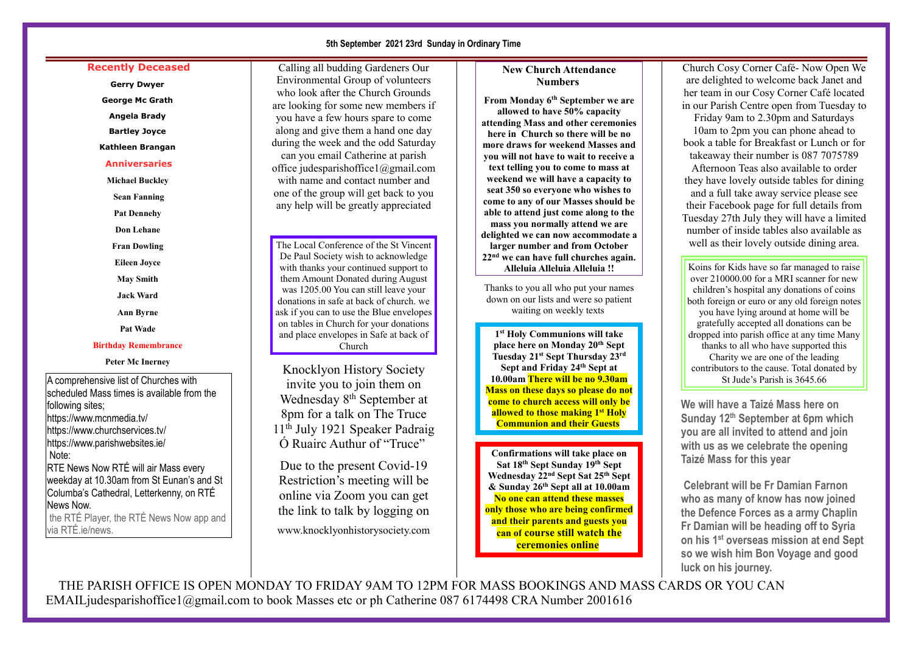**5th September 2021 23rd Sunday in Ordinary Time**

## Recently Deceased

**Gerry Dwyer**

**George Mc Grath**

**Angela Brady**

**Bartley Joyce**

**Kathleen Brangan**

## Anniversaries

**Michael Buckley**

**Sean Fanning**

**Pat Dennehy**

**Don Lehane**

**Fran Dowling**

**Eileen Joyce**

**May Smith**

**Jack Ward**

**Ann Byrne**

**Pat Wade**

## Birthday Remembrance

**Peter Mc Inerney**

A comprehensive list of Churches with scheduled Mass times is available from the following sites;
https://www.mcnmedia.tv/
https://www.churchservices.tv/
https://www.parishwebsites.ie/
Note:
RTE News Now RTÉ will air Mass every weekday at 10.30am from St Eunan's and St Columba's Cathedral, Letterkenny, on RTÉ News Now.
the RTÉ Player, the RTÉ News Now app and via RTÉ.ie/news.

Calling all budding Gardeners Our Environmental Group of volunteers who look after the Church Grounds are looking for some new members if you have a few hours spare to come along and give them a hand one day during the week and the odd Saturday can you email Catherine at parish office judesparishoffice1@gmail.com with name and contact number and one of the group will get back to you any help will be greatly appreciated

The Local Conference of the St Vincent De Paul Society wish to acknowledge with thanks your continued support to them Amount Donated during August was 1205.00 You can still leave your donations in safe at back of church. we ask if you can to use the Blue envelopes on tables in Church for your donations and place envelopes in Safe at back of Church

Knocklyon History Society invite you to join them on Wednesday 8th September at 8pm for a talk on The Truce 11th July 1921 Speaker Padraig Ó Ruairc Authur of "Truce"

Due to the present Covid-19 Restriction's meeting will be online via Zoom you can get the link to talk by logging on

www.knocklyonhistorysociety.com

### New Church Attendance Numbers

**From Monday 6th September we are allowed to have 50% capacity attending Mass and other ceremonies here in Church so there will be no more draws for weekend Masses and you will not have to wait to receive a text telling you to come to mass at weekend we will have a capacity to seat 350 so everyone who wishes to come to any of our Masses should be able to attend just come along to the mass you normally attend we are delighted we can now accommodate a larger number and from October 22nd we can have full churches again. Alleluia Alleluia Alleluia !!**

Thanks to you all who put your names down on our lists and were so patient waiting on weekly texts

**1st Holy Communions will take place here on Monday 20th Sept Tuesday 21st Sept Thursday 23rd Sept and Friday 24th Sept at 10.00am There will be no 9.30am Mass on these days so please do not come to church access will only be allowed to those making 1st Holy Communion and their Guests**

**Confirmations will take place on Sat 18th Sept Sunday 19th Sept Wednesday 22nd Sept Sat 25th Sept & Sunday 26th Sept all at 10.00am No one can attend these masses only those who are being confirmed and their parents and guests you can of course still watch the ceremonies online**

Church Cosy Corner Café- Now Open We are delighted to welcome back Janet and her team in our Cosy Corner Café located in our Parish Centre open from Tuesday to Friday 9am to 2.30pm and Saturdays 10am to 2pm you can phone ahead to book a table for Breakfast or Lunch or for takeaway their number is 087 7075789 Afternoon Teas also available to order they have lovely outside tables for dining and a full take away service please see their Facebook page for full details from Tuesday 27th July they will have a limited number of inside tables also available as well as their lovely outside dining area.

Koins for Kids have so far managed to raise over 210000.00 for a MRI scanner for new children's hospital any donations of coins both foreign or euro or any old foreign notes you have lying around at home will be gratefully accepted all donations can be dropped into parish office at any time Many thanks to all who have supported this Charity we are one of the leading contributors to the cause. Total donated by St Jude's Parish is 3645.66

**We will have a Taizé Mass here on Sunday 12th September at 6pm which you are all invited to attend and join with us as we celebrate the opening Taizé Mass for this year**

**Celebrant will be Fr Damian Farnon who as many of know has now joined the Defence Forces as a army Chaplin Fr Damian will be heading off to Syria on his 1st overseas mission at end Sept so we wish him Bon Voyage and good luck on his journey.**

THE PARISH OFFICE IS OPEN MONDAY TO FRIDAY 9AM TO 12PM FOR MASS BOOKINGS AND MASS CARDS OR YOU CAN EMAILjudesparishoffice1@gmail.com to book Masses etc or ph Catherine 087 6174498 CRA Number 2001616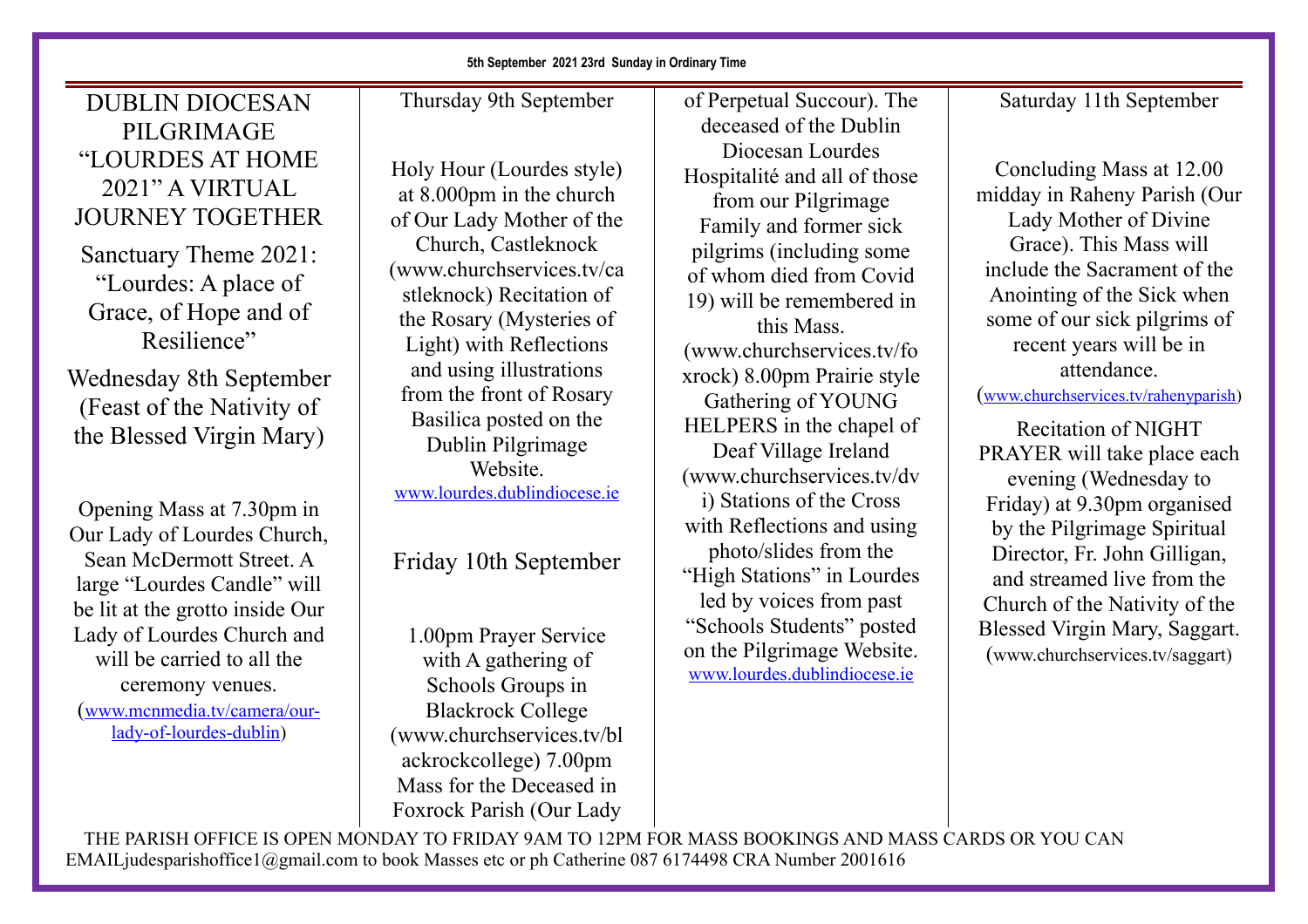5th September 2021 23rd Sunday in Ordinary Time

# DUBLIN DIOCESAN PILGRIMAGE "LOURDES AT HOME 2021" A VIRTUAL JOURNEY TOGETHER

Sanctuary Theme 2021: "Lourdes: A place of Grace, of Hope and of Resilience"

## Wednesday 8th September (Feast of the Nativity of the Blessed Virgin Mary)

Opening Mass at 7.30pm in Our Lady of Lourdes Church, Sean McDermott Street. A large "Lourdes Candle" will be lit at the grotto inside Our Lady of Lourdes Church and will be carried to all the ceremony venues. (www.mcnmedia.tv/camera/our-lady-of-lourdes-dublin)

## Thursday 9th September

Holy Hour (Lourdes style) at 8.000pm in the church of Our Lady Mother of the Church, Castleknock (www.churchservices.tv/castleknock) Recitation of the Rosary (Mysteries of Light) with Reflections and using illustrations from the front of Rosary Basilica posted on the Dublin Pilgrimage Website. www.lourdes.dublindiocese.ie

## Friday 10th September

1.00pm Prayer Service with A gathering of Schools Groups in Blackrock College (www.churchservices.tv/blackrockcollege) 7.00pm Mass for the Deceased in Foxrock Parish (Our Lady of Perpetual Succour). The deceased of the Dublin Diocesan Lourdes Hospitalité and all of those from our Pilgrimage Family and former sick pilgrims (including some of whom died from Covid 19) will be remembered in this Mass. (www.churchservices.tv/foxrock) 8.00pm Prairie style Gathering of YOUNG HELPERS in the chapel of Deaf Village Ireland (www.churchservices.tv/dvi) Stations of the Cross with Reflections and using photo/slides from the "High Stations" in Lourdes led by voices from past "Schools Students" posted on the Pilgrimage Website. www.lourdes.dublindiocese.ie

## Saturday 11th September

Concluding Mass at 12.00 midday in Raheny Parish (Our Lady Mother of Divine Grace). This Mass will include the Sacrament of the Anointing of the Sick when some of our sick pilgrims of recent years will be in attendance. (www.churchservices.tv/rahenyparish)

Recitation of NIGHT PRAYER will take place each evening (Wednesday to Friday) at 9.30pm organised by the Pilgrimage Spiritual Director, Fr. John Gilligan, and streamed live from the Church of the Nativity of the Blessed Virgin Mary, Saggart. (www.churchservices.tv/saggart)

THE PARISH OFFICE IS OPEN MONDAY TO FRIDAY 9AM TO 12PM FOR MASS BOOKINGS AND MASS CARDS OR YOU CAN EMAILjudesparishoffice1@gmail.com to book Masses etc or ph Catherine 087 6174498 CRA Number 2001616